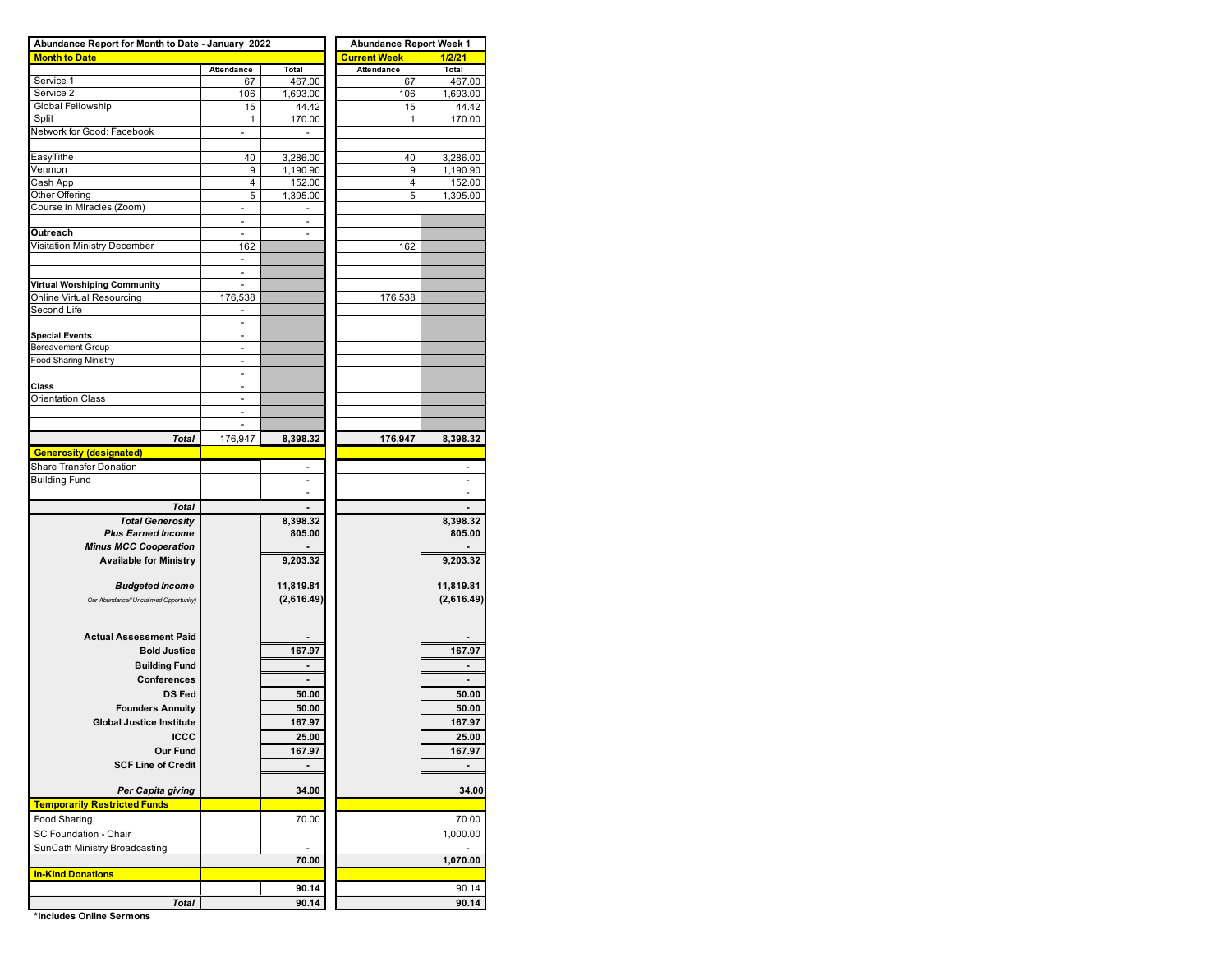| Abundance Report for Month to Date - January 2022 | | | Abundance Report Week 1 | |
|---|---|---|---|---|
| **Month to Date** | | | **Current Week** | **1/2/21** |
| | Attendance | Total | Attendance | Total |
| Service 1 | 67 | 467.00 | 67 | 467.00 |
| Service 2 | 106 | 1,693.00 | 106 | 1,693.00 |
| Global Fellowship | 15 | 44.42 | 15 | 44.42 |
| Split | 1 | 170.00 | 1 | 170.00 |
| Network for Good: Facebook | - | - | | |
| | | | | |
| EasyTithe | 40 | 3,286.00 | 40 | 3,286.00 |
| Venmon | 9 | 1,190.90 | 9 | 1,190.90 |
| Cash App | 4 | 152.00 | 4 | 152.00 |
| Other Offering | 5 | 1,395.00 | 5 | 1,395.00 |
| Course in Miracles (Zoom) | - | - | | |
| | - | - | | |
| **Outreach** | - | - | | |
| Visitation Ministry December | 162 | | 162 | |
| | - | | | |
| | - | | | |
| **Virtual Worshiping Community** | - | | | |
| Online Virtual Resourcing | 176,538 | | 176,538 | |
| Second Life | - | | | |
| | - | | | |
| **Special Events** | - | | | |
| Bereavement Group | - | | | |
| Food Sharing Ministry | - | | | |
| | - | | | |
| **Class** | - | | | |
| Orientation Class | - | | | |
| | - | | | |
| | - | | | |
| ***Total*** | 176,947 | **8,398.32** | **176,947** | **8,398.32** |
| **Generosity (designated)** | | | | |
| Share Transfer Donation | | - | | - |
| Building Fund | | - | | - |
| | | - | | - |
| ***Total*** | | **-** | | **-** |
| ***Total Generosity*** | | **8,398.32** | | **8,398.32** |
| ***Plus Earned Income*** | | **805.00** | | **805.00** |
| ***Minus MCC Cooperation*** | | **-** | | **-** |
| **Available for Ministry** | | **9,203.32** | | **9,203.32** |
| | | | | |
| ***Budgeted Income*** | | **11,819.81** | | **11,819.81** |
| *Our Abundance/(Unclaimed Opportunity)* | | **(2,616.49)** | | **(2,616.49)** |
| | | | | |
| **Actual Assessment Paid** | | **-** | | **-** |
| **Bold Justice** | | **167.97** | | **167.97** |
| **Building Fund** | | **-** | | **-** |
| **Conferences** | | **-** | | **-** |
| **DS Fed** | | **50.00** | | **50.00** |
| **Founders Annuity** | | **50.00** | | **50.00** |
| **Global Justice Institute** | | **167.97** | | **167.97** |
| **ICCC** | | **25.00** | | **25.00** |
| **Our Fund** | | **167.97** | | **167.97** |
| **SCF Line of Credit** | | **-** | | **-** |
| | | | | |
| ***Per Capita giving*** | | **34.00** | | **34.00** |
| **Temporarily Restricted Funds** | | | | |
| Food Sharing | | 70.00 | | 70.00 |
| SC Foundation - Chair | | | | 1,000.00 |
| SunCath Ministry Broadcasting | | - | | - |
| | | **70.00** | | **1,070.00** |
| **In-Kind Donations** | | | | |
| | | **90.14** | | 90.14 |
| ***Total*** | | **90.14** | | **90.14** |

**\*Includes Online Sermons**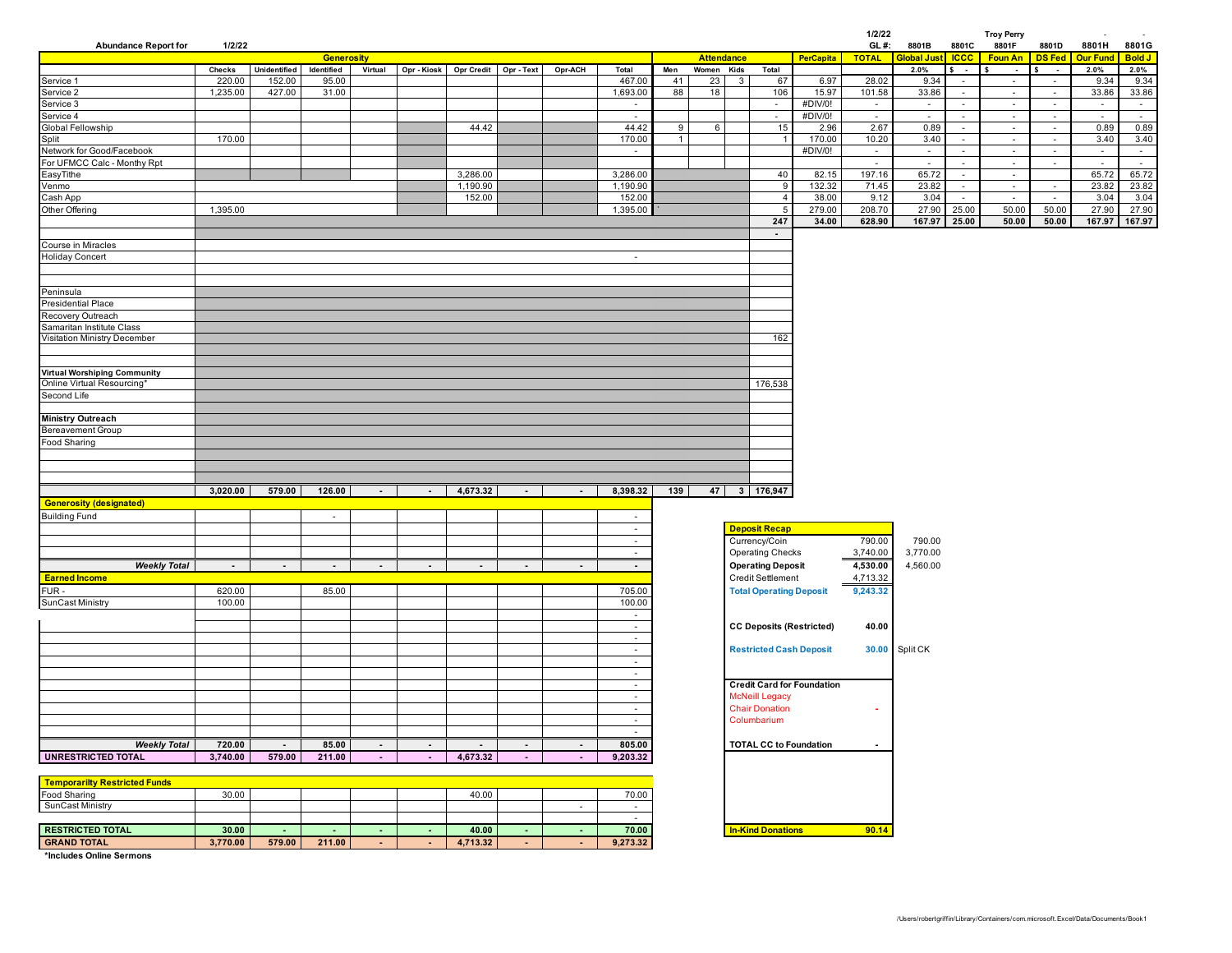**Abundance Report for** 1/2/22

| | Checks | Unidentified | Identified | Virtual | Opr - Kiosk | Opr Credit | Opr - Text | Opr-ACH | Total | Men | Women | Kids | Total | PerCapita | 1/2/22 GL #: TOTAL | 8801B Global Just 2.0% | 8801C ICCC | Troy Perry 8801F Foun An | 8801D DS Fed | 8801H Our Fund 2.0% | 8801G Bold J 2.0% |
|---|---|---|---|---|---|---|---|---|---|---|---|---|---|---|---|---|---|---|---|---|---|
| **Generosity** | | | | | | | | | | **Attendance** | | | | | | | $ - | $ - | $ - | | |
| Service 1 | 220.00 | 152.00 | 95.00 | | | | | | 467.00 | 41 | 23 | 3 | 67 | 6.97 | 28.02 | 9.34 | - | - | - | 9.34 | 9.34 |
| Service 2 | 1,235.00 | 427.00 | 31.00 | | | | | | 1,693.00 | 88 | 18 | | 106 | 15.97 | 101.58 | 33.86 | - | - | - | 33.86 | 33.86 |
| Service 3 | | | | | | | | | - | | | | - | #DIV/0! | - | - | - | - | - | - | - |
| Service 4 | | | | | | | | | - | | | | - | #DIV/0! | - | - | - | - | - | - | - |
| Global Fellowship | | | | | | 44.42 | | | 44.42 | 9 | 6 | | 15 | 2.96 | 2.67 | 0.89 | - | - | - | 0.89 | 0.89 |
| Split | 170.00 | | | | | | | | 170.00 | 1 | | | 1 | 170.00 | 10.20 | 3.40 | - | - | - | 3.40 | 3.40 |
| Network for Good/Facebook | | | | | | | | | - | | | | | #DIV/0! | - | - | - | - | - | - | - |
| For UFMCC Calc - Monthy Rpt | | | | | | | | | | | | | | | - | - | - | - | - | - | - |
| EasyTithe | | | | | | 3,286.00 | | | 3,286.00 | | | | 40 | 82.15 | 197.16 | 65.72 | - | - | | 65.72 | 65.72 |
| Venmo | | | | | | 1,190.90 | | | 1,190.90 | | | | 9 | 132.32 | 71.45 | 23.82 | - | - | - | 23.82 | 23.82 |
| Cash App | | | | | | 152.00 | | | 152.00 | | | | 4 | 38.00 | 9.12 | 3.04 | - | - | - | 3.04 | 3.04 |
| Other Offering | 1,395.00 | | | | | | | | 1,395.00 | ` | | | 5 | 279.00 | 208.70 | 27.90 | 25.00 | 50.00 | 50.00 | 27.90 | 27.90 |
| | | | | | | | | | | | | | 247 | 34.00 | 628.90 | 167.97 | 25.00 | 50.00 | 50.00 | 167.97 | 167.97 |
| | | | | | | | | | | | | | - | | | | | | | | |
| Course in Miracles | | | | | | | | | | | | | | | | | | | | | |
| Holiday Concert | | | | | | | | | - | | | | | | | | | | | | |
| Peninsula | | | | | | | | | | | | | | | | | | | | | |
| Presidential Place | | | | | | | | | | | | | | | | | | | | | |
| Recovery Outreach | | | | | | | | | | | | | | | | | | | | | |
| Samaritan Institute Class | | | | | | | | | | | | | | | | | | | | | |
| Visitation Ministry December | | | | | | | | | | | | | 162 | | | | | | | | |
| **Virtual Worshiping Community** | | | | | | | | | | | | | | | | | | | | | |
| Online Virtual Resourcing* | | | | | | | | | | | | | 176,538 | | | | | | | | |
| Second Life | | | | | | | | | | | | | | | | | | | | | |
| **Ministry Outreach** | | | | | | | | | | | | | | | | | | | | | |
| Bereavement Group | | | | | | | | | | | | | | | | | | | | | |
| Food Sharing | | | | | | | | | | | | | | | | | | | | | |
| | **3,020.00** | **579.00** | **126.00** | **-** | **-** | **4,673.32** | **-** | **-** | **8,398.32** | **139** | **47** | **3** | **176,947** | | | | | | | | |

| **Generosity (designated)** | Checks | Unidentified | Identified | Virtual | Opr - Kiosk | Opr Credit | Opr - Text | Opr-ACH | Total |
|---|---|---|---|---|---|---|---|---|---|
| Building Fund | | | - | | | | | | - |
| | | | | | | | | | - |
| | | | | | | | | | - |
| | | | | | | | | | - |
| ***Weekly Total*** | - | - | - | - | - | - | - | - | - |
| **Earned Income** | | | | | | | | | |
| FUR - | 620.00 | | 85.00 | | | | | | 705.00 |
| SunCast Ministry | 100.00 | | | | | | | | 100.00 |
| | | | | | | | | | - |
| ***Weekly Total*** | **720.00** | **-** | **85.00** | **-** | **-** | **-** | **-** | **-** | **805.00** |
| **UNRESTRICTED TOTAL** | **3,740.00** | **579.00** | **211.00** | **-** | **-** | **4,673.32** | **-** | **-** | **9,203.32** |
| **Temporarilty Restricted Funds** | | | | | | | | | |
| Food Sharing | 30.00 | | | | | 40.00 | | | 70.00 |
| SunCast Ministry | | | | | | | | - | - |
| | | | | | | | | | - |
| **RESTRICTED TOTAL** | **30.00** | **-** | **-** | **-** | **-** | **40.00** | **-** | **-** | **70.00** |
| **GRAND TOTAL** | **3,770.00** | **579.00** | **211.00** | **-** | **-** | **4,713.32** | **-** | **-** | **9,273.32** |

| **Deposit Recap** | | | |
|---|---|---|---|
| Currency/Coin | 790.00 | 790.00 | |
| Operating Checks | 3,740.00 | 3,770.00 | |
| **Operating Deposit** | **4,530.00** | 4,560.00 | |
| Credit Settlement | 4,713.32 | | |
| **Total Operating Deposit** | **9,243.32** | | |
| **CC Deposits (Restricted)** | **40.00** | | |
| **Restricted Cash Deposit** | **30.00** | Split CK | |
| **Credit Card for Foundation** | | | |
| McNeill Legacy | | | |
| Chair Donation | - | | |
| Columbarium | | | |
| **TOTAL CC to Foundation** | - | | |
| **In-Kind Donations** | **90.14** | | |

***Includes Online Sermons**

/Users/robertgriffin/Library/Containers/com.microsoft.Excel/Data/Documents/Book1